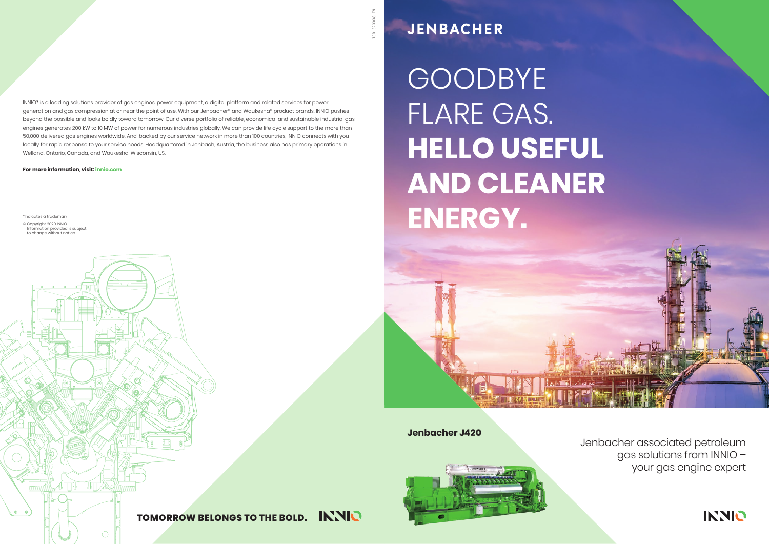INNIO* is a leading solutions provider of gas engines, power equipment, a digital platform and related services for power generation and gas compression at or near the point of use. With our Jenbacher* and Waukesha* product brands, INNIO pushes beyond the possible and looks boldly toward tomorrow. Our diverse portfolio of reliable, economical and sustainable industrial gas engines generates 200 kW to 10 MW of power for numerous industries globally. We can provide life cycle support to the more than 50,000 delivered gas engines worldwide. And, backed by our service network in more than 100 countries, INNIO connects with you locally for rapid response to your service needs. Headquartered in Jenbach, Austria, the business also has primary operations in Welland, Ontario, Canada, and Waukesha, Wisconsin, US.

**For more information, visit: innio.com**

*Indicates a trademark

© Copyright 2020 INNIO.
Information provided is subject to change without notice.

IJB-320008-EN

**TOMORROW BELONGS TO THE BOLD.** INNIO

JENBACHER

# GOODBYE FLARE GAS. **HELLO USEFUL AND CLEANER ENERGY.**

**Jenbacher J420**

Jenbacher associated petroleum gas solutions from INNIO – your gas engine expert

INNIO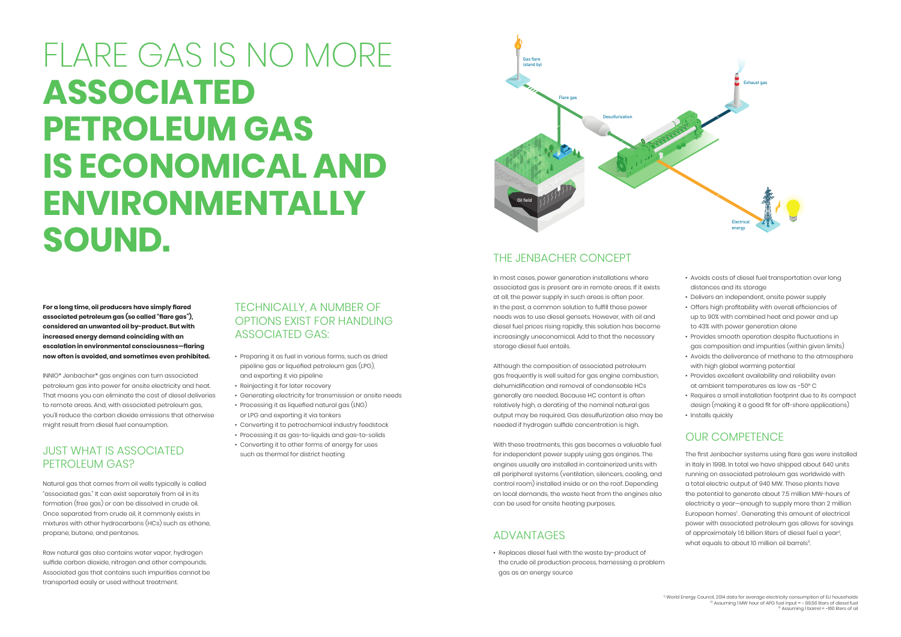# FLARE GAS IS NO MORE ASSOCIATED PETROLEUM GAS IS ECONOMICAL AND ENVIRONMENTALLY SOUND.

**For a long time, oil producers have simply flared associated petroleum gas (so called "flare gas"), considered an unwanted oil by-product. But with increased energy demand coinciding with an escalation in environmental consciousness—flaring now often is avoided, and sometimes even prohibited.**

INNIO* Jenbacher* gas engines can turn associated petroleum gas into power for onsite electricity and heat. That means you can eliminate the cost of diesel deliveries to remote areas. And, with associated petroleum gas, you'll reduce the carbon dioxide emissions that otherwise might result from diesel fuel consumption.

## JUST WHAT IS ASSOCIATED PETROLEUM GAS?

Natural gas that comes from oil wells typically is called "associated gas." It can exist separately from oil in its formation (free gas) or can be dissolved in crude oil. Once separated from crude oil, it commonly exists in mixtures with other hydrocarbons (HCs) such as ethane, propane, butane, and pentanes.

Raw natural gas also contains water vapor, hydrogen sulfide carbon dioxide, nitrogen and other compounds. Associated gas that contains such impurities cannot be transported easily or used without treatment.

## TECHNICALLY, A NUMBER OF OPTIONS EXIST FOR HANDLING ASSOCIATED GAS:

- Preparing it as fuel in various forms, such as dried pipeline gas or liquefied petroleum gas (LPG), and exporting it via pipeline
- Reinjecting it for later recovery
- Generating electricity for transmission or onsite needs
- Processing it as liquefied natural gas (LNG) or LPG and exporting it via tankers
- Converting it to petrochemical industry feedstock
- Processing it as gas-to-liquids and gas-to-solids
- Converting it to other forms of energy for uses such as thermal for district heating

Gas flare (stand by)

Flare gas

Desulfurization

Exhaust gas

Oil field

Electrical energy

## THE JENBACHER CONCEPT

In most cases, power generation installations where associated gas is present are in remote areas. If it exists at all, the power supply in such areas is often poor. In the past, a common solution to fulfill those power needs was to use diesel gensets. However, with oil and diesel fuel prices rising rapidly, this solution has become increasingly uneconomical. Add to that the necessary storage diesel fuel entails.

Although the composition of associated petroleum gas frequently is well suited for gas engine combustion, dehumidification and removal of condensable HCs generally are needed. Because HC content is often relatively high, a derating of the nominal natural gas output may be required. Gas desulfurization also may be needed if hydrogen sulfide concentration is high.

With these treatments, this gas becomes a valuable fuel for independent power supply using gas engines. The engines usually are installed in containerized units with all peripheral systems (ventilation, silencers, cooling, and control room) installed inside or on the roof. Depending on local demands, the waste heat from the engines also can be used for onsite heating purposes.

## ADVANTAGES

- Replaces diesel fuel with the waste by-product of the crude oil production process, harnessing a problem gas as an energy source
- Avoids costs of diesel fuel transportation over long distances and its storage
- Delivers an independent, onsite power supply
- Offers high profitability with overall efficiencies of up to 90% with combined heat and power and up to 43% with power generation alone
- Provides smooth operation despite fluctuations in gas composition and impurities (within given limits)
- Avoids the deliverance of methane to the atmosphere with high global warming potential
- Provides excellent availability and reliability even at ambient temperatures as low as -50° C
- Requires a small installation footprint due to its compact design (making it a good fit for off-shore applications)
- Installs quickly

## OUR COMPETENCE

The first Jenbacher systems using flare gas were installed in Italy in 1998. In total we have shipped about 640 units running on associated petroleum gas worldwide with a total electric output of 940 MW. These plants have the potential to generate about 7.5 million MW-hours of electricity a year—enough to supply more than 2 million European homes[1]. Generating this amount of electrical power with associated petroleum gas allows for savings of approximately 1.6 billion liters of diesel fuel a year[2], what equals to about 10 million oil barrels[3].

[1] World Energy Council, 2014 data for average electricity consumption of EU households
[2] Assuming 1 MW hour of APG fuel input = ~ 89,56 liters of diesel fuel
[3] Assuming 1 barrel = ~160 liters of oil